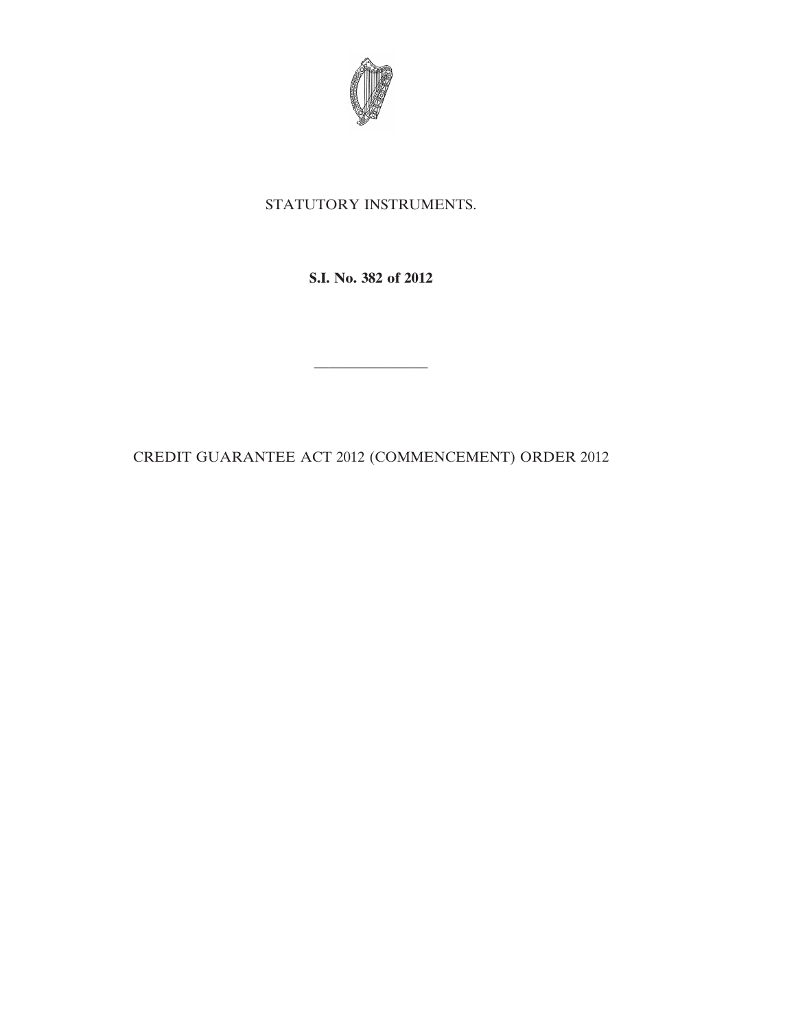STATUTORY INSTRUMENTS.

**S.I. No. 382 of 2012**

---

CREDIT GUARANTEE ACT 2012 (COMMENCEMENT) ORDER 2012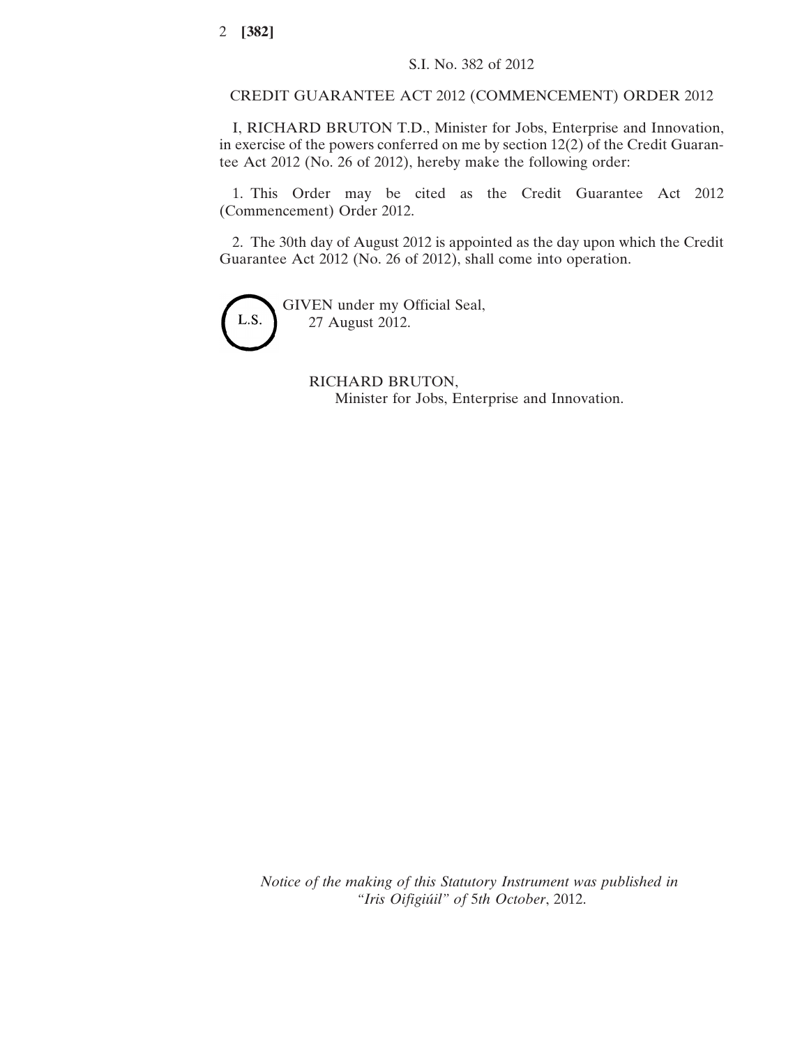S.I. No. 382 of 2012

# CREDIT GUARANTEE ACT 2012 (COMMENCEMENT) ORDER 2012

I, RICHARD BRUTON T.D., Minister for Jobs, Enterprise and Innovation, in exercise of the powers conferred on me by section 12(2) of the Credit Guarantee Act 2012 (No. 26 of 2012), hereby make the following order:

1. This Order may be cited as the Credit Guarantee Act 2012 (Commencement) Order 2012.

2. The 30th day of August 2012 is appointed as the day upon which the Credit Guarantee Act 2012 (No. 26 of 2012), shall come into operation.

L.S.

GIVEN under my Official Seal,
27 August 2012.

RICHARD BRUTON,
Minister for Jobs, Enterprise and Innovation.

*Notice of the making of this Statutory Instrument was published in "Iris Oifigiúil" of 5th October*, 2012.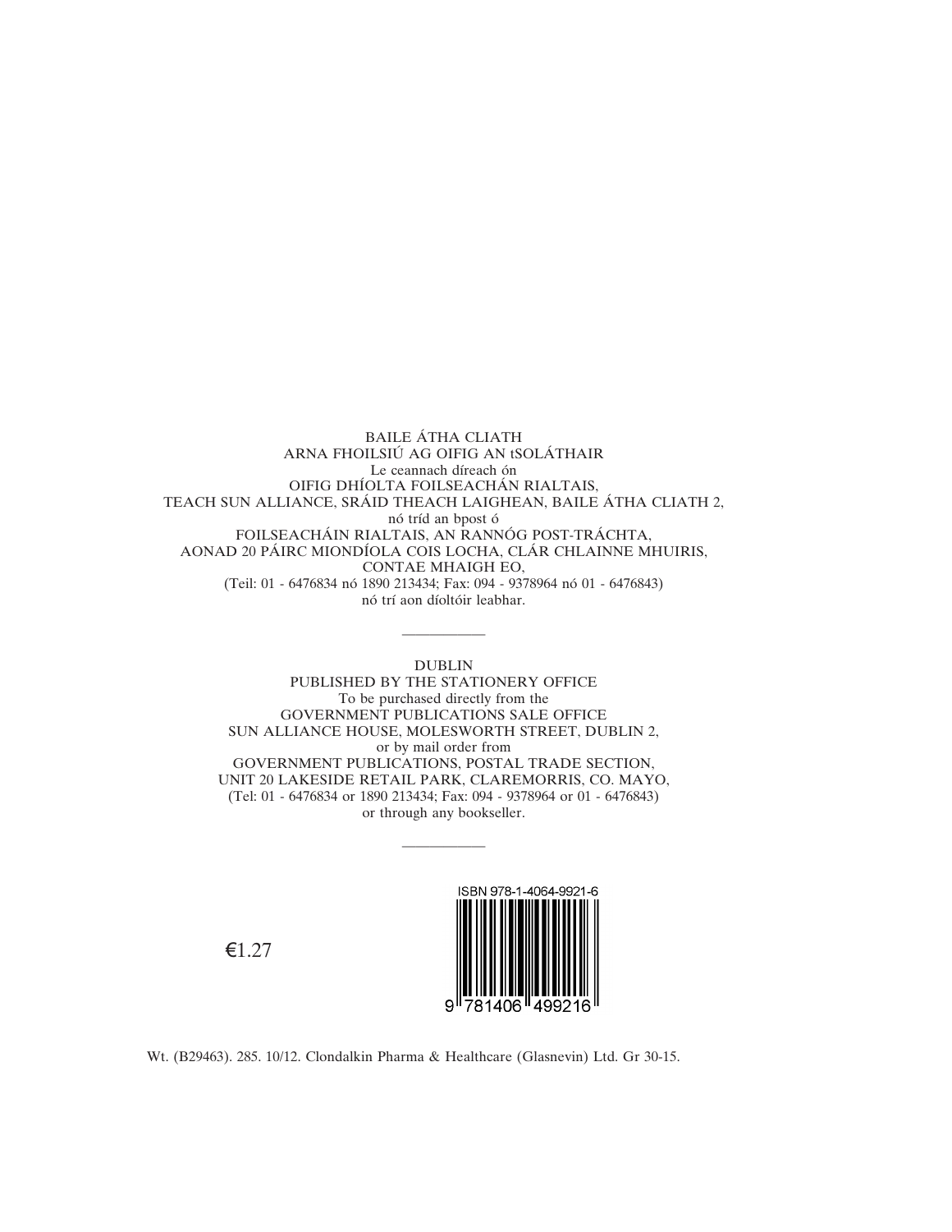BAILE ÁTHA CLIATH
ARNA FHOILSIÚ AG OIFIG AN tSOLÁTHAIR
Le ceannach díreach ón
OIFIG DHÍOLTA FOILSEACHÁN RIALTAIS,
TEACH SUN ALLIANCE, SRÁID THEACH LAIGHEAN, BAILE ÁTHA CLIATH 2,
nó tríd an bpost ó
FOILSEACHÁIN RIALTAIS, AN RANNÓG POST-TRÁCHTA,
AONAD 20 PÁIRC MIONDÍOLA COIS LOCHA, CLÁR CHLAINNE MHUIRIS,
CONTAE MHAIGH EO,
(Teil: 01 - 6476834 nó 1890 213434; Fax: 094 - 9378964 nó 01 - 6476843)
nó trí aon díoltóir leabhar.

---

DUBLIN
PUBLISHED BY THE STATIONERY OFFICE
To be purchased directly from the
GOVERNMENT PUBLICATIONS SALE OFFICE
SUN ALLIANCE HOUSE, MOLESWORTH STREET, DUBLIN 2,
or by mail order from
GOVERNMENT PUBLICATIONS, POSTAL TRADE SECTION,
UNIT 20 LAKESIDE RETAIL PARK, CLAREMORRIS, CO. MAYO,
(Tel: 01 - 6476834 or 1890 213434; Fax: 094 - 9378964 or 01 - 6476843)
or through any bookseller.

---

€1.27

ISBN 978-1-4064-9921-6

9 781406 499216

Wt. (B29463). 285. 10/12. Clondalkin Pharma & Healthcare (Glasnevin) Ltd. Gr 30-15.